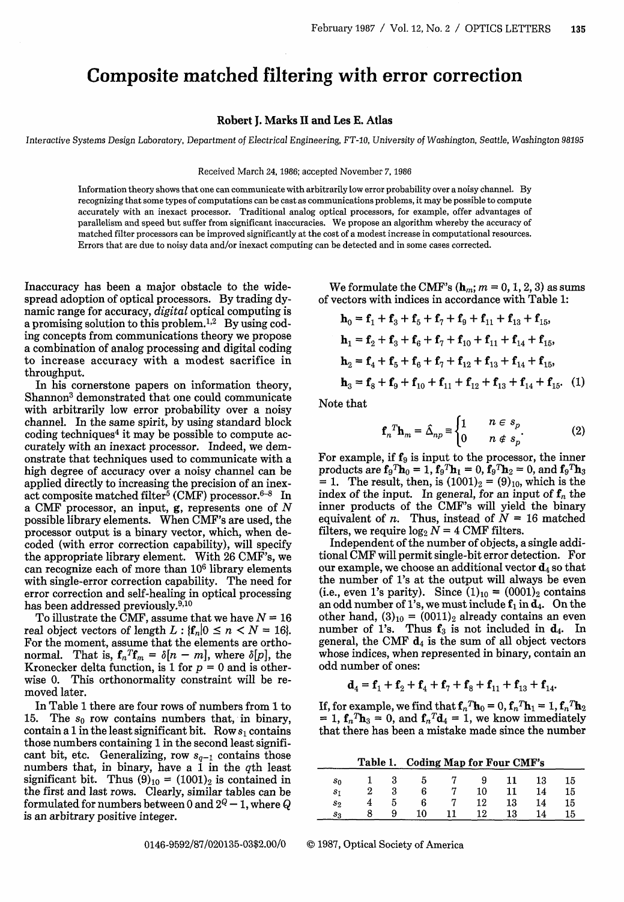# Composite matched filtering with error correction

**Robert J. Marks II and Les E. Atlas**

*Interactive Systems Design Laboratory, Department of Electrical Engineering, FT-10, University of Washington, Seattle, Washington 98195*

Received March 24, 1986; accepted November 7, 1986

Information theory shows that one can communicate with arbitrarily low error probability over a noisy channel. By recognizing that some types of computations can be cast as communications problems, it may be possible to compute accurately with an inexact processor. Traditional analog optical processors, for example, offer advantages of parallelism and speed but suffer from significant inaccuracies. We propose an algorithm whereby the accuracy of matched filter processors can be improved significantly at the cost of a modest increase in computational resources. Errors that are due to noisy data and/or inexact computing can be detected and in some cases corrected.

Inaccuracy has been a major obstacle to the widespread adoption of optical processors. By trading dynamic range for accuracy, *digital* optical computing is a promising solution to this problem.[1,2] By using coding concepts from communications theory we propose a combination of analog processing and digital coding to increase accuracy with a modest sacrifice in throughput.

In his cornerstone papers on information theory, Shannon[3] demonstrated that one could communicate with arbitrarily low error probability over a noisy channel. In the same spirit, by using standard block coding techniques[4] it may be possible to compute accurately with an inexact processor. Indeed, we demonstrate that techniques used to communicate with a high degree of accuracy over a noisy channel can be applied directly to increasing the precision of an inexact composite matched filter[5] (CMF) processor.[6–8] In a CMF processor, an input, $\mathbf{g}$, represents one of $N$ possible library elements. When CMF's are used, the processor output is a binary vector, which, when decoded (with error correction capability), will specify the appropriate library element. With 26 CMF's, we can recognize each of more than $10^6$ library elements with single-error correction capability. The need for error correction and self-healing in optical processing has been addressed previously.[9,10]

To illustrate the CMF, assume that we have $N = 16$ real object vectors of length $L$ : $\{\mathbf{f}_n | 0 \le n < N = 16\}$. For the moment, assume that the elements are orthonormal. That is, $\mathbf{f}_n^T \mathbf{f}_m = \delta[n - m]$, where $\delta[p]$, the Kronecker delta function, is 1 for $p = 0$ and is otherwise 0. This orthonormality constraint will be removed later.

In Table 1 there are four rows of numbers from 1 to 15. The $s_0$ row contains numbers that, in binary, contain a 1 in the least significant bit. Row $s_1$ contains those numbers containing 1 in the second least significant bit, etc. Generalizing, row $s_{q-1}$ contains those numbers that, in binary, have a 1 in the $q$th least significant bit. Thus $(9)_{10} = (1001)_2$ is contained in the first and last rows. Clearly, similar tables can be formulated for numbers between 0 and $2^Q - 1$, where $Q$ is an arbitrary positive integer.

We formulate the CMF's ($\mathbf{h}_m$; $m = 0, 1, 2, 3$) as sums of vectors with indices in accordance with Table 1:

$$\begin{aligned}
\mathbf{h}_0 &= \mathbf{f}_1 + \mathbf{f}_3 + \mathbf{f}_5 + \mathbf{f}_7 + \mathbf{f}_9 + \mathbf{f}_{11} + \mathbf{f}_{13} + \mathbf{f}_{15},\\
\mathbf{h}_1 &= \mathbf{f}_2 + \mathbf{f}_3 + \mathbf{f}_6 + \mathbf{f}_7 + \mathbf{f}_{10} + \mathbf{f}_{11} + \mathbf{f}_{14} + \mathbf{f}_{15},\\
\mathbf{h}_2 &= \mathbf{f}_4 + \mathbf{f}_5 + \mathbf{f}_6 + \mathbf{f}_7 + \mathbf{f}_{12} + \mathbf{f}_{13} + \mathbf{f}_{14} + \mathbf{f}_{15},\\
\mathbf{h}_3 &= \mathbf{f}_8 + \mathbf{f}_9 + \mathbf{f}_{10} + \mathbf{f}_{11} + \mathbf{f}_{12} + \mathbf{f}_{13} + \mathbf{f}_{14} + \mathbf{f}_{15}. \quad (1)
\end{aligned}$$

Note that

$$\mathbf{f}_n^T \mathbf{h}_m = \hat{\Delta}_{np} \equiv \begin{cases} 1 & n \in s_p \\ 0 & n \notin s_p \end{cases}. \quad (2)$$

For example, if $\mathbf{f}_9$ is input to the processor, the inner products are $\mathbf{f}_9^T \mathbf{h}_0 = 1$, $\mathbf{f}_9^T \mathbf{h}_1 = 0$, $\mathbf{f}_9^T \mathbf{h}_2 = 0$, and $\mathbf{f}_9^T \mathbf{h}_3 = 1$. The result, then, is $(1001)_2 = (9)_{10}$, which is the index of the input. In general, for an input of $\mathbf{f}_n$ the inner products of the CMF's will yield the binary equivalent of $n$. Thus, instead of $N = 16$ matched filters, we require $\log_2 N = 4$ CMF filters.

Independent of the number of objects, a single additional CMF will permit single-bit error detection. For our example, we choose an additional vector $\mathbf{d}_4$ so that the number of 1's at the output will always be even (i.e., even 1's parity). Since $(1)_{10} = (0001)_2$ contains an odd number of 1's, we must include $\mathbf{f}_1$ in $\mathbf{d}_4$. On the other hand, $(3)_{10} = (0011)_2$ already contains an even number of 1's. Thus $\mathbf{f}_3$ is not included in $\mathbf{d}_4$. In general, the CMF $\mathbf{d}_4$ is the sum of all object vectors whose indices, when represented in binary, contain an odd number of ones:

$$\mathbf{d}_4 = \mathbf{f}_1 + \mathbf{f}_2 + \mathbf{f}_4 + \mathbf{f}_7 + \mathbf{f}_8 + \mathbf{f}_{11} + \mathbf{f}_{13} + \mathbf{f}_{14}.$$

If, for example, we find that $\mathbf{f}_n^T \mathbf{h}_0 = 0$, $\mathbf{f}_n^T \mathbf{h}_1 = 1$, $\mathbf{f}_n^T \mathbf{h}_2 = 1$, $\mathbf{h}_3 = 0$, and $\mathbf{f}_n^T \mathbf{d}_4 = 1$, we know immediately that there has been a mistake made since the number

**Table 1. Coding Map for Four CMF's**

| | | | | | | | | |
|---|---|---|---|---|---|---|---|---|
| $s_0$ | 1 | 3 | 5 | 7 | 9 | 11 | 13 | 15 |
| $s_1$ | 2 | 3 | 6 | 7 | 10 | 11 | 14 | 15 |
| $s_2$ | 4 | 5 | 6 | 7 | 12 | 13 | 14 | 15 |
| $s_3$ | 8 | 9 | 10 | 11 | 12 | 13 | 14 | 15 |

0146-9592/87/020135-03$2.00/0 © 1987, Optical Society of America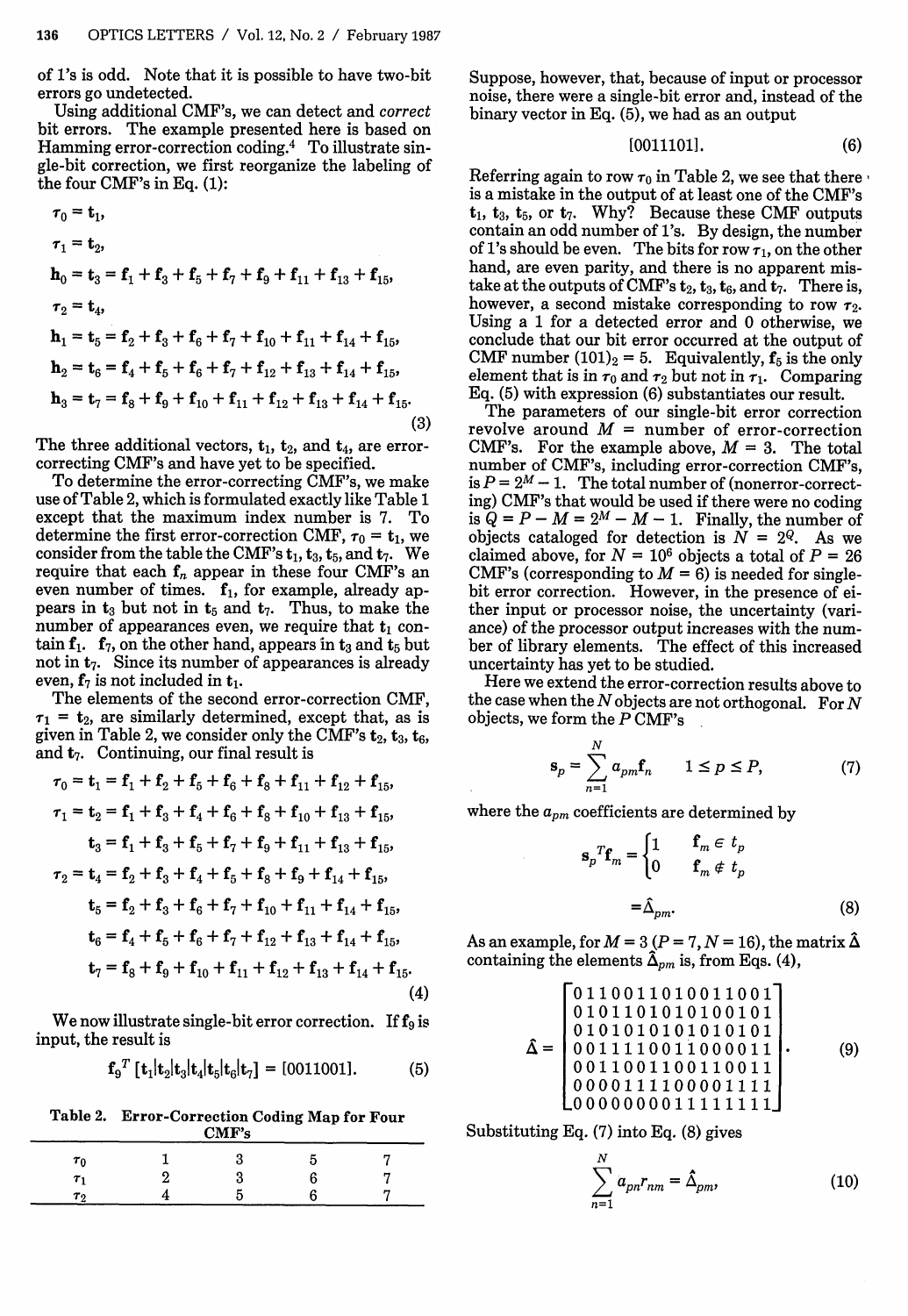of 1's is odd. Note that it is possible to have two-bit errors go undetected.

Using additional CMF's, we can detect and *correct* bit errors. The example presented here is based on Hamming error-correction coding.[4] To illustrate single-bit correction, we first reorganize the labeling of the four CMF's in Eq. (1):

$$\tau_0 = \mathbf{t}_1,$$
$$\tau_1 = \mathbf{t}_2,$$
$$\mathbf{h}_0 = \mathbf{t}_3 = \mathbf{f}_1 + \mathbf{f}_3 + \mathbf{f}_5 + \mathbf{f}_7 + \mathbf{f}_9 + \mathbf{f}_{11} + \mathbf{f}_{13} + \mathbf{f}_{15},$$
$$\tau_2 = \mathbf{t}_4,$$
$$\mathbf{h}_1 = \mathbf{t}_5 = \mathbf{f}_2 + \mathbf{f}_3 + \mathbf{f}_6 + \mathbf{f}_7 + \mathbf{f}_{10} + \mathbf{f}_{11} + \mathbf{f}_{14} + \mathbf{f}_{15},$$
$$\mathbf{h}_2 = \mathbf{t}_6 = \mathbf{f}_4 + \mathbf{f}_5 + \mathbf{f}_6 + \mathbf{f}_7 + \mathbf{f}_{12} + \mathbf{f}_{13} + \mathbf{f}_{14} + \mathbf{f}_{15},$$
$$\mathbf{h}_3 = \mathbf{t}_7 = \mathbf{f}_8 + \mathbf{f}_9 + \mathbf{f}_{10} + \mathbf{f}_{11} + \mathbf{f}_{12} + \mathbf{f}_{13} + \mathbf{f}_{14} + \mathbf{f}_{15}. \quad (3)$$

The three additional vectors, $\mathbf{t}_1$, $\mathbf{t}_2$, and $\mathbf{t}_4$, are error-correcting CMF's and have yet to be specified.

To determine the error-correcting CMF's, we make use of Table 2, which is formulated exactly like Table 1 except that the maximum index number is 7. To determine the first error-correction CMF, $\tau_0 = \mathbf{t}_1$, we consider from the table the CMF's $\mathbf{t}_1$, $\mathbf{t}_3$, $\mathbf{t}_5$, and $\mathbf{t}_7$. We require that each $\mathbf{f}_n$ appear in these four CMF's an even number of times. $\mathbf{f}_1$, for example, already appears in $\mathbf{t}_3$ but not in $\mathbf{t}_5$ and $\mathbf{t}_7$. Thus, to make the number of appearances even, we require that $\mathbf{t}_1$ contain $\mathbf{f}_1$. $\mathbf{f}_7$, on the other hand, appears in $\mathbf{t}_3$ and $\mathbf{t}_5$ but not in $\mathbf{t}_7$. Since its number of appearances is already even, $\mathbf{f}_7$ is not included in $\mathbf{t}_1$.

The elements of the second error-correction CMF, $\tau_1 = \mathbf{t}_2$, are similarly determined, except that, as is given in Table 2, we consider only the CMF's $\mathbf{t}_2$, $\mathbf{t}_3$, $\mathbf{t}_6$, and $\mathbf{t}_7$. Continuing, our final result is

$$\tau_0 = \mathbf{t}_1 = \mathbf{f}_1 + \mathbf{f}_2 + \mathbf{f}_5 + \mathbf{f}_6 + \mathbf{f}_8 + \mathbf{f}_{11} + \mathbf{f}_{12} + \mathbf{f}_{15},$$
$$\tau_1 = \mathbf{t}_2 = \mathbf{f}_1 + \mathbf{f}_3 + \mathbf{f}_4 + \mathbf{f}_6 + \mathbf{f}_8 + \mathbf{f}_{10} + \mathbf{f}_{13} + \mathbf{f}_{15},$$
$$\mathbf{t}_3 = \mathbf{f}_1 + \mathbf{f}_3 + \mathbf{f}_5 + \mathbf{f}_7 + \mathbf{f}_9 + \mathbf{f}_{11} + \mathbf{f}_{13} + \mathbf{f}_{15},$$
$$\tau_2 = \mathbf{t}_4 = \mathbf{f}_2 + \mathbf{f}_3 + \mathbf{f}_4 + \mathbf{f}_5 + \mathbf{f}_8 + \mathbf{f}_9 + \mathbf{f}_{14} + \mathbf{f}_{15},$$
$$\mathbf{t}_5 = \mathbf{f}_2 + \mathbf{f}_3 + \mathbf{f}_6 + \mathbf{f}_7 + \mathbf{f}_{10} + \mathbf{f}_{11} + \mathbf{f}_{14} + \mathbf{f}_{15},$$
$$\mathbf{t}_6 = \mathbf{f}_4 + \mathbf{f}_5 + \mathbf{f}_6 + \mathbf{f}_7 + \mathbf{f}_{12} + \mathbf{f}_{13} + \mathbf{f}_{14} + \mathbf{f}_{15},$$
$$\mathbf{t}_7 = \mathbf{f}_8 + \mathbf{f}_9 + \mathbf{f}_{10} + \mathbf{f}_{11} + \mathbf{f}_{12} + \mathbf{f}_{13} + \mathbf{f}_{14} + \mathbf{f}_{15}. \quad (4)$$

We now illustrate single-bit error correction. If $\mathbf{f}_9$ is input, the result is

$$\mathbf{f}_9^T\,[\mathbf{t}_1|\mathbf{t}_2|\mathbf{t}_3|\mathbf{t}_4|\mathbf{t}_5|\mathbf{t}_6|\mathbf{t}_7] = [0011001]. \quad (5)$$

**Table 2. Error-Correction Coding Map for Four CMF's**

| | | | | |
|---|---|---|---|---|
| $\tau_0$ | 1 | 3 | 5 | 7 |
| $\tau_1$ | 2 | 3 | 6 | 7 |
| $\tau_2$ | 4 | 5 | 6 | 7 |

Suppose, however, that, because of input or processor noise, there were a single-bit error and, instead of the binary vector in Eq. (5), we had as an output

$$[0011101]. \quad (6)$$

Referring again to row $\tau_0$ in Table 2, we see that there is a mistake in the output of at least one of the CMF's $\mathbf{t}_1$, $\mathbf{t}_3$, $\mathbf{t}_5$, or $\mathbf{t}_7$. Why? Because these CMF outputs contain an odd number of 1's. By design, the number of 1's should be even. The bits for row $\tau_1$, on the other hand, are even parity, and there is no apparent mistake at the outputs of CMF's $\mathbf{t}_2$, $\mathbf{t}_3$, $\mathbf{t}_6$, and $\mathbf{t}_7$. There is, however, a second mistake corresponding to row $\tau_2$. Using a 1 for a detected error and 0 otherwise, we conclude that our bit error occurred at the output of CMF number $(101)_2 = 5$. Equivalently, $\mathbf{f}_5$ is the only element that is in $\tau_0$ and $\tau_2$ but not in $\tau_1$. Comparing Eq. (5) with expression (6) substantiates our result.

The parameters of our single-bit error correction revolve around $M$ = number of error-correction CMF's. For the example above, $M = 3$. The total number of CMF's, including error-correction CMF's, is $P = 2^M - 1$. The total number of (nonerror-correcting) CMF's that would be used if there were no coding is $Q = P - M = 2^M - M - 1$. Finally, the number of objects cataloged for detection is $N = 2^Q$. As we claimed above, for $N = 10^6$ objects a total of $P = 26$ CMF's (corresponding to $M = 6$) is needed for single-bit error correction. However, in the presence of either input or processor noise, the uncertainty (variance) of the processor output increases with the number of library elements. The effect of this increased uncertainty has yet to be studied.

Here we extend the error-correction results above to the case when the $N$ objects are not orthogonal. For $N$ objects, we form the $P$ CMF's

$$\mathbf{s}_p = \sum_{n=1}^{N} a_{pm}\mathbf{f}_n \qquad 1 \le p \le P, \quad (7)$$

where the $a_{pm}$ coefficients are determined by

$$\mathbf{s}_p{}^T\mathbf{f}_m = \begin{cases} 1 & \mathbf{f}_m \in t_p \\ 0 & \mathbf{f}_m \notin t_p \end{cases}$$
$$= \hat{\Delta}_{pm}. \quad (8)$$

As an example, for $M = 3$ ($P = 7, N = 16$), the matrix $\hat{\Delta}$ containing the elements $\hat{\Delta}_{pm}$ is, from Eqs. (4),

$$\hat{\Delta} = \begin{bmatrix} 0110011010011001 \\ 0101101010100101 \\ 0101010101010101 \\ 0011110011000011 \\ 0011001100110011 \\ 0000111100001111 \\ 0000000011111111 \end{bmatrix}. \quad (9)$$

Substituting Eq. (7) into Eq. (8) gives

$$\sum_{n=1}^{N} a_{pn} r_{nm} = \hat{\Delta}_{pm}, \quad (10)$$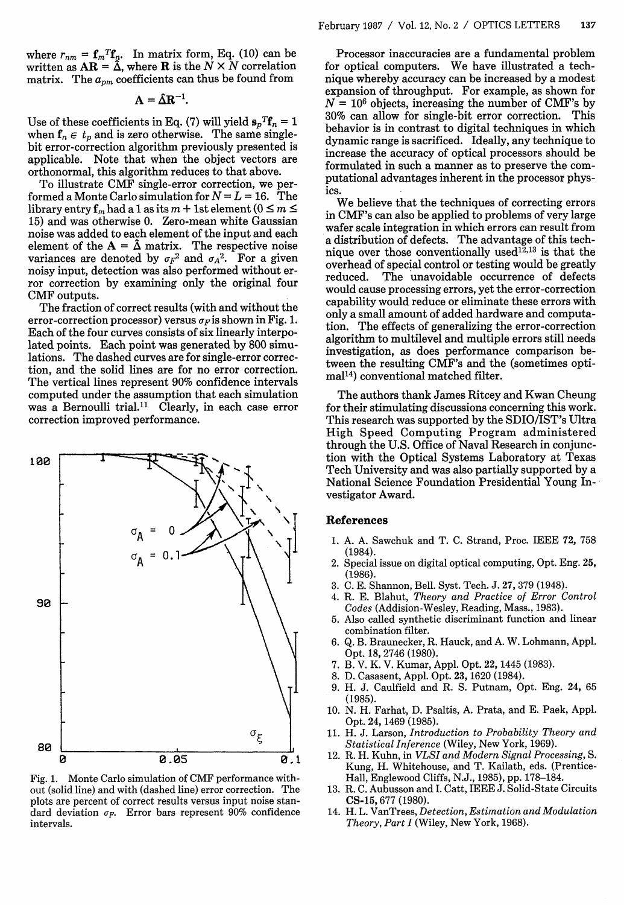where $r_{nm} = \mathbf{f}_m{}^T\mathbf{f}_n$. In matrix form, Eq. (10) can be written as $\mathbf{AR} = \hat{\Delta}$, where $\mathbf{R}$ is the $N \times N$ correlation matrix. The $a_{pm}$ coefficients can thus be found from

$$\mathbf{A} = \hat{\Delta}\mathbf{R}^{-1}.$$

Use of these coefficients in Eq. (7) will yield $\mathbf{s}_p{}^T\mathbf{f}_n = 1$ when $\mathbf{f}_n \in t_p$ and is zero otherwise. The same single-bit error-correction algorithm previously presented is applicable. Note that when the object vectors are orthonormal, this algorithm reduces to that above.

To illustrate CMF single-error correction, we performed a Monte Carlo simulation for $N = L = 16$. The library entry $\mathbf{f}_m$ had a 1 as its $m + 1$st element ($0 \le m \le 15$) and was otherwise 0. Zero-mean white Gaussian noise was added to each element of the input and each element of the $\mathbf{A} = \hat{\Delta}$ matrix. The respective noise variances are denoted by $\sigma_F{}^2$ and $\sigma_A{}^2$. For a given noisy input, detection was also performed without error correction by examining only the original four CMF outputs.

The fraction of correct results (with and without the error-correction processor) versus $\sigma_F$ is shown in Fig. 1. Each of the four curves consists of six linearly interpolated points. Each point was generated by 800 simulations. The dashed curves are for single-error correction, and the solid lines are for no error correction. The vertical lines represent 90% confidence intervals computed under the assumption that each simulation was a Bernoulli trial.[11] Clearly, in each case error correction improved performance.

100

90

80

0

0.05

0.1

$\sigma_A = 0$

$\sigma_A = 0.1$

$\sigma_\xi$

Fig. 1. Monte Carlo simulation of CMF performance without (solid line) and with (dashed line) error correction. The plots are percent of correct results versus input noise standard deviation $\sigma_F$. Error bars represent 90% confidence intervals.

Processor inaccuracies are a fundamental problem for optical computers. We have illustrated a technique whereby accuracy can be increased by a modest expansion of throughput. For example, as shown for $N = 10^6$ objects, increasing the number of CMF's by 30% can allow for single-bit error correction. This behavior is in contrast to digital techniques in which dynamic range is sacrificed. Ideally, any technique to increase the accuracy of optical processors should be formulated in such a manner as to preserve the computational advantages inherent in the processor physics.

We believe that the techniques of correcting errors in CMF's can also be applied to problems of very large wafer scale integration in which errors can result from a distribution of defects. The advantage of this technique over those conventionally used[12,13] is that the overhead of special control or testing would be greatly reduced. The unavoidable occurrence of defects would cause processing errors, yet the error-correction capability would reduce or eliminate these errors with only a small amount of added hardware and computation. The effects of generalizing the error-correction algorithm to multilevel and multiple errors still needs investigation, as does performance comparison between the resulting CMF's and the (sometimes optimal[14]) conventional matched filter.

The authors thank James Ritcey and Kwan Cheung for their stimulating discussions concerning this work. This research was supported by the SDIO/IST's Ultra High Speed Computing Program administered through the U.S. Office of Naval Research in conjunction with the Optical Systems Laboratory at Texas Tech University and was also partially supported by a National Science Foundation Presidential Young Investigator Award.

## References

1. A. A. Sawchuk and T. C. Strand, Proc. IEEE **72**, 758 (1984).
2. Special issue on digital optical computing, Opt. Eng. **25**, (1986).
3. C. E. Shannon, Bell. Syst. Tech. J. **27**, 379 (1948).
4. R. E. Blahut, *Theory and Practice of Error Control Codes* (Addision-Wesley, Reading, Mass., 1983).
5. Also called synthetic discriminant function and linear combination filter.
6. Q. B. Braunecker, R. Hauck, and A. W. Lohmann, Appl. Opt. **18**, 2746 (1980).
7. B. V. K. V. Kumar, Appl. Opt. **22**, 1445 (1983).
8. D. Casasent, Appl. Opt. **23**, 1620 (1984).
9. H. J. Caulfield and R. S. Putnam, Opt. Eng. **24**, 65 (1985).
10. N. H. Farhat, D. Psaltis, A. Prata, and E. Paek, Appl. Opt. **24**, 1469 (1985).
11. H. J. Larson, *Introduction to Probability Theory and Statistical Inference* (Wiley, New York, 1969).
12. R. H. Kuhn, in *VLSI and Modern Signal Processing*, S. Kung, H. Whitehouse, and T. Kailath, eds. (Prentice-Hall, Englewood Cliffs, N.J., 1985), pp. 178–184.
13. R. C. Aubusson and I. Catt, IEEE J. Solid-State Circuits **CS-15**, 677 (1980).
14. H. L. VanTrees, *Detection, Estimation and Modulation Theory, Part I* (Wiley, New York, 1968).